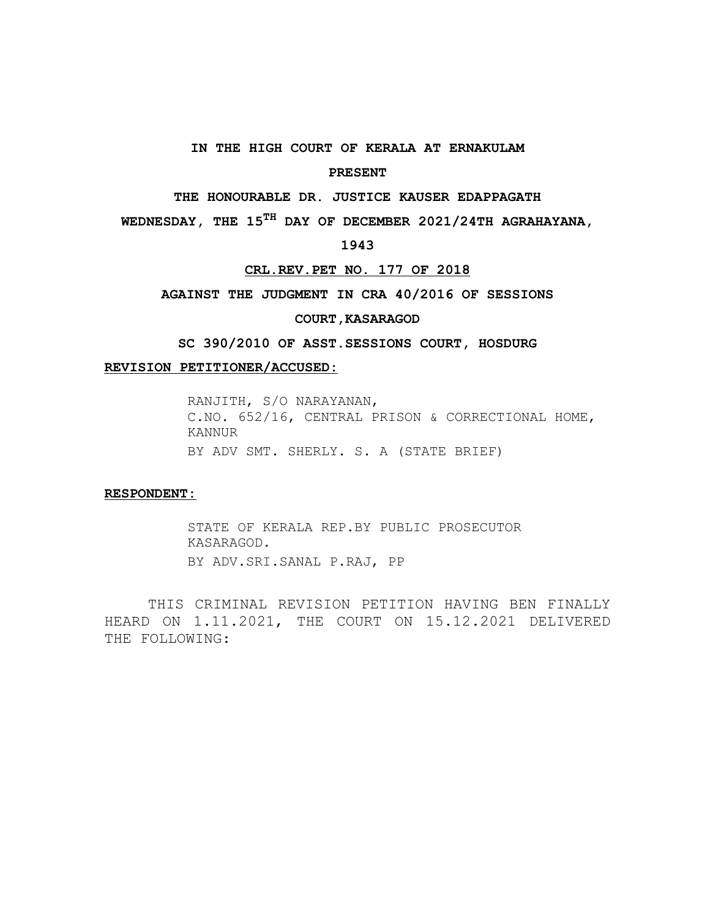**IN THE HIGH COURT OF KERALA AT ERNAKULAM**

**PRESENT**

**THE HONOURABLE DR. JUSTICE KAUSER EDAPPAGATH**

**WEDNESDAY, THE 15TH DAY OF DECEMBER 2021/24TH AGRAHAYANA, 1943**

**CRL.REV.PET NO. 177 OF 2018**

**AGAINST THE JUDGMENT IN CRA 40/2016 OF SESSIONS COURT,KASARAGOD**

**SC 390/2010 OF ASST.SESSIONS COURT, HOSDURG**

**REVISION PETITIONER/ACCUSED:**

RANJITH, S/O NARAYANAN,
C.NO. 652/16, CENTRAL PRISON & CORRECTIONAL HOME, KANNUR
BY ADV SMT. SHERLY. S. A (STATE BRIEF)

**RESPONDENT:**

STATE OF KERALA REP.BY PUBLIC PROSECUTOR KASARAGOD.
BY ADV.SRI.SANAL P.RAJ, PP

THIS CRIMINAL REVISION PETITION HAVING BEN FINALLY HEARD ON 1.11.2021, THE COURT ON 15.12.2021 DELIVERED THE FOLLOWING: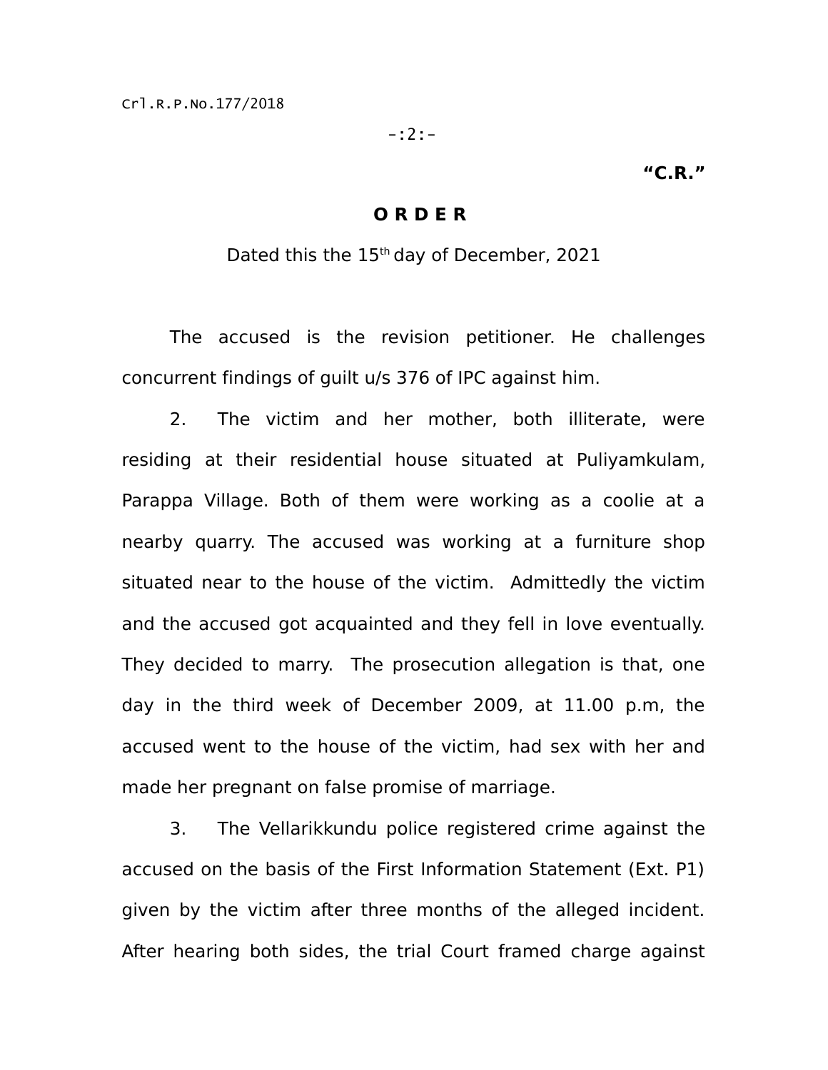**"C.R."**

# O R D E R

Dated this the 15th day of December, 2021

The accused is the revision petitioner. He challenges concurrent findings of guilt u/s 376 of IPC against him.

2. The victim and her mother, both illiterate, were residing at their residential house situated at Puliyamkulam, Parappa Village. Both of them were working as a coolie at a nearby quarry. The accused was working at a furniture shop situated near to the house of the victim. Admittedly the victim and the accused got acquainted and they fell in love eventually. They decided to marry. The prosecution allegation is that, one day in the third week of December 2009, at 11.00 p.m, the accused went to the house of the victim, had sex with her and made her pregnant on false promise of marriage.

3. The Vellarikkundu police registered crime against the accused on the basis of the First Information Statement (Ext. P1) given by the victim after three months of the alleged incident. After hearing both sides, the trial Court framed charge against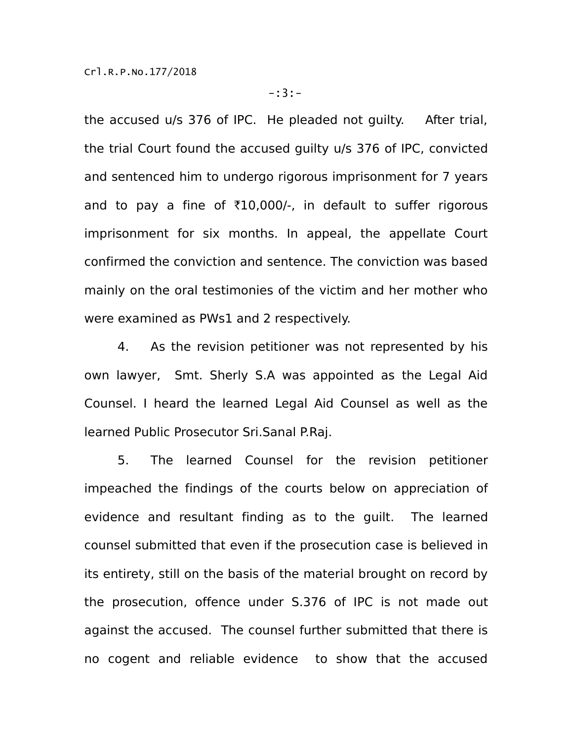the accused u/s 376 of IPC. He pleaded not guilty. After trial, the trial Court found the accused guilty u/s 376 of IPC, convicted and sentenced him to undergo rigorous imprisonment for 7 years and to pay a fine of ₹10,000/-, in default to suffer rigorous imprisonment for six months. In appeal, the appellate Court confirmed the conviction and sentence. The conviction was based mainly on the oral testimonies of the victim and her mother who were examined as PWs1 and 2 respectively.

4. As the revision petitioner was not represented by his own lawyer, Smt. Sherly S.A was appointed as the Legal Aid Counsel. I heard the learned Legal Aid Counsel as well as the learned Public Prosecutor Sri.Sanal P.Raj.

5. The learned Counsel for the revision petitioner impeached the findings of the courts below on appreciation of evidence and resultant finding as to the guilt. The learned counsel submitted that even if the prosecution case is believed in its entirety, still on the basis of the material brought on record by the prosecution, offence under S.376 of IPC is not made out against the accused. The counsel further submitted that there is no cogent and reliable evidence to show that the accused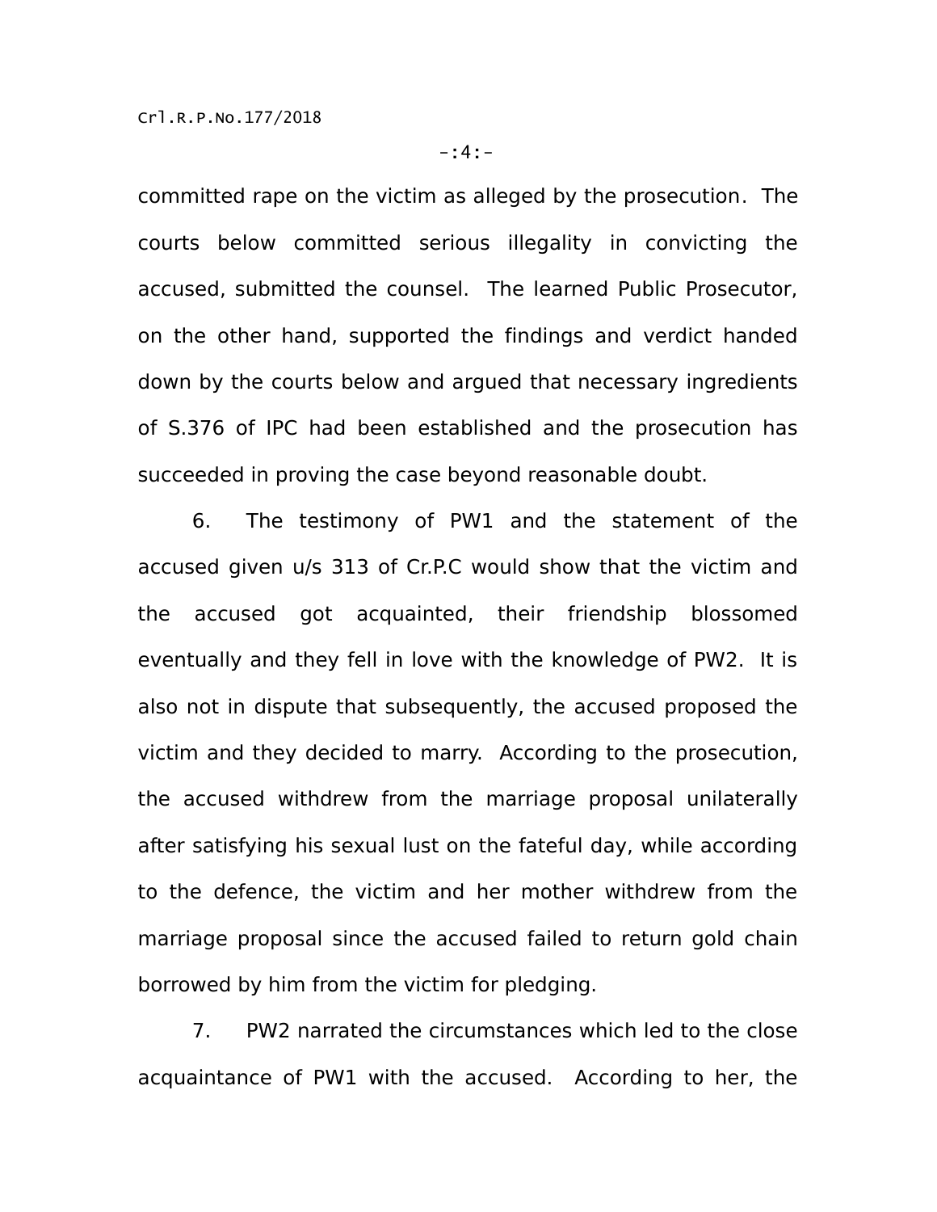committed rape on the victim as alleged by the prosecution. The courts below committed serious illegality in convicting the accused, submitted the counsel. The learned Public Prosecutor, on the other hand, supported the findings and verdict handed down by the courts below and argued that necessary ingredients of S.376 of IPC had been established and the prosecution has succeeded in proving the case beyond reasonable doubt.

6. The testimony of PW1 and the statement of the accused given u/s 313 of Cr.P.C would show that the victim and the accused got acquainted, their friendship blossomed eventually and they fell in love with the knowledge of PW2. It is also not in dispute that subsequently, the accused proposed the victim and they decided to marry. According to the prosecution, the accused withdrew from the marriage proposal unilaterally after satisfying his sexual lust on the fateful day, while according to the defence, the victim and her mother withdrew from the marriage proposal since the accused failed to return gold chain borrowed by him from the victim for pledging.

7. PW2 narrated the circumstances which led to the close acquaintance of PW1 with the accused. According to her, the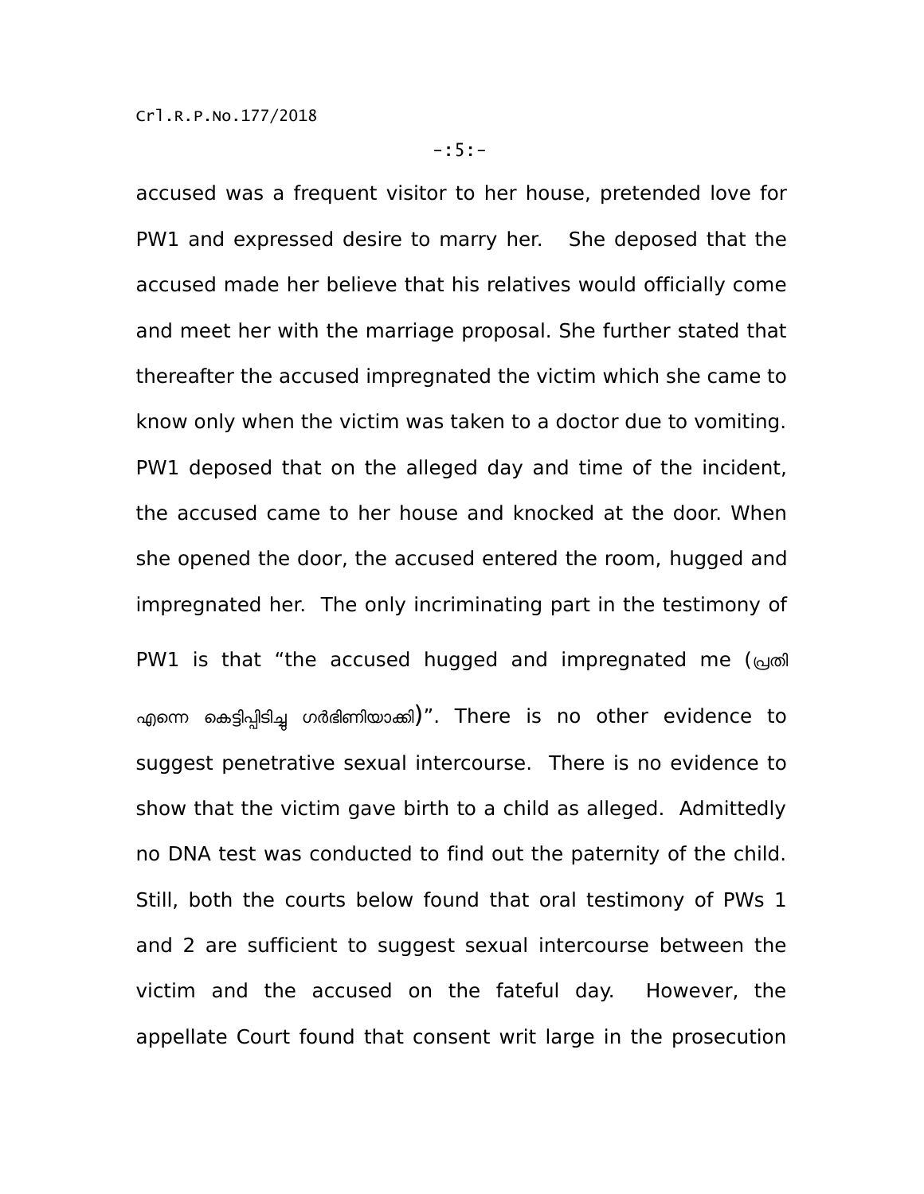accused was a frequent visitor to her house, pretended love for PW1 and expressed desire to marry her. She deposed that the accused made her believe that his relatives would officially come and meet her with the marriage proposal. She further stated that thereafter the accused impregnated the victim which she came to know only when the victim was taken to a doctor due to vomiting. PW1 deposed that on the alleged day and time of the incident, the accused came to her house and knocked at the door. When she opened the door, the accused entered the room, hugged and impregnated her. The only incriminating part in the testimony of PW1 is that "the accused hugged and impregnated me (പ്രതി എന്നെ കെട്ടിപ്പിടിച്ച ഗർഭിണിയാക്കി)". There is no other evidence to suggest penetrative sexual intercourse. There is no evidence to show that the victim gave birth to a child as alleged. Admittedly no DNA test was conducted to find out the paternity of the child. Still, both the courts below found that oral testimony of PWs 1 and 2 are sufficient to suggest sexual intercourse between the victim and the accused on the fateful day. However, the appellate Court found that consent writ large in the prosecution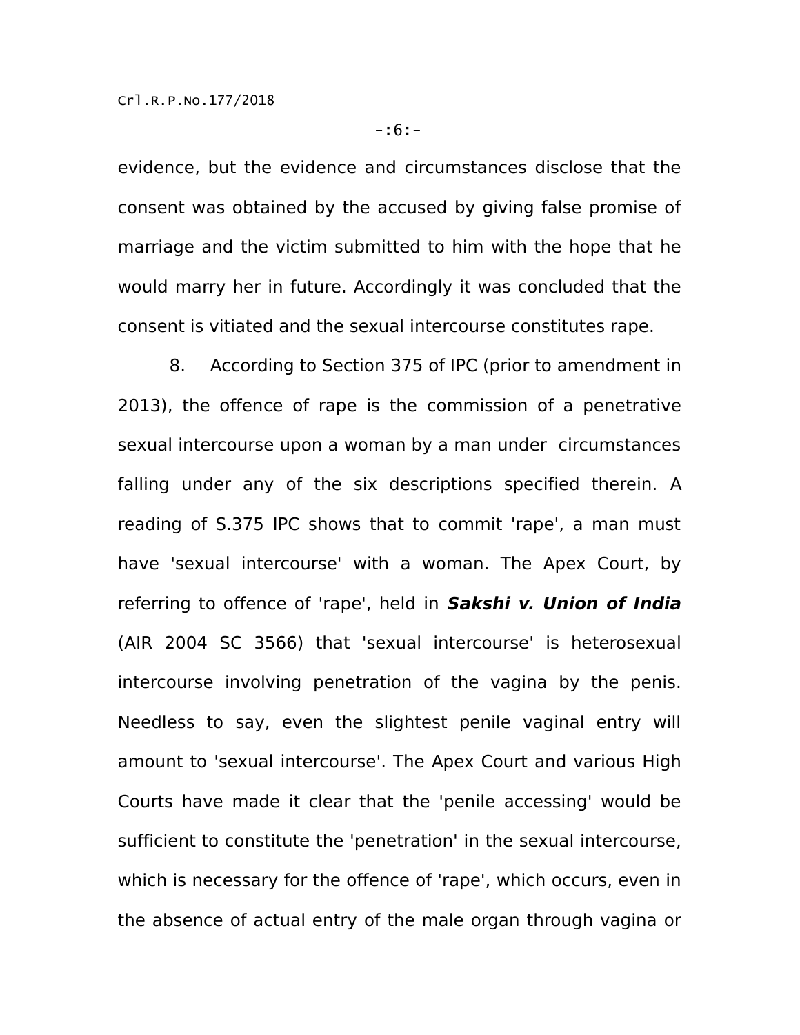evidence, but the evidence and circumstances disclose that the consent was obtained by the accused by giving false promise of marriage and the victim submitted to him with the hope that he would marry her in future. Accordingly it was concluded that the consent is vitiated and the sexual intercourse constitutes rape.

8. According to Section 375 of IPC (prior to amendment in 2013), the offence of rape is the commission of a penetrative sexual intercourse upon a woman by a man under circumstances falling under any of the six descriptions specified therein. A reading of S.375 IPC shows that to commit 'rape', a man must have 'sexual intercourse' with a woman. The Apex Court, by referring to offence of 'rape', held in ***Sakshi v. Union of India*** (AIR 2004 SC 3566) that 'sexual intercourse' is heterosexual intercourse involving penetration of the vagina by the penis. Needless to say, even the slightest penile vaginal entry will amount to 'sexual intercourse'. The Apex Court and various High Courts have made it clear that the 'penile accessing' would be sufficient to constitute the 'penetration' in the sexual intercourse, which is necessary for the offence of 'rape', which occurs, even in the absence of actual entry of the male organ through vagina or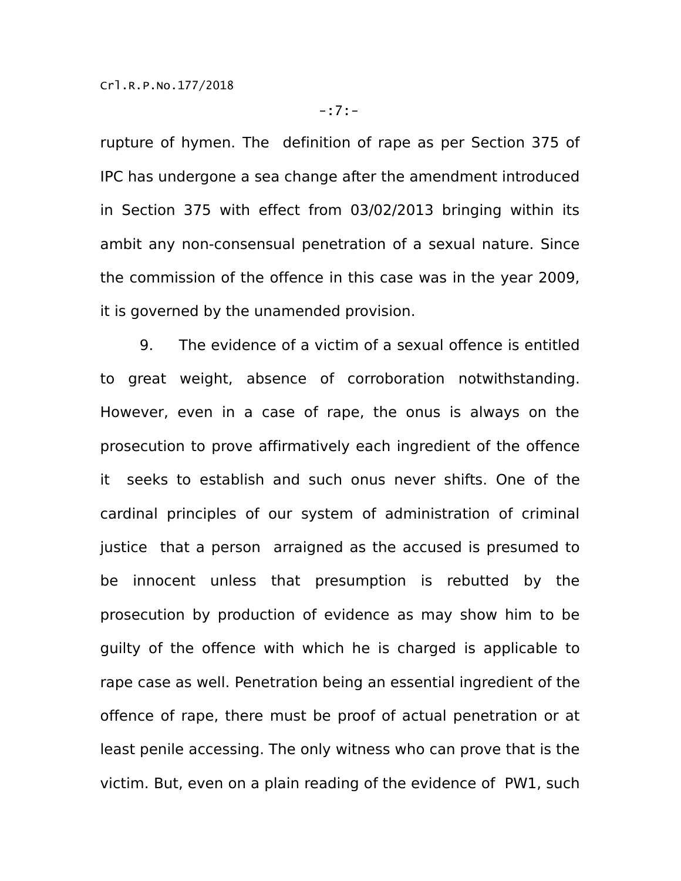rupture of hymen. The definition of rape as per Section 375 of IPC has undergone a sea change after the amendment introduced in Section 375 with effect from 03/02/2013 bringing within its ambit any non-consensual penetration of a sexual nature. Since the commission of the offence in this case was in the year 2009, it is governed by the unamended provision.

9. The evidence of a victim of a sexual offence is entitled to great weight, absence of corroboration notwithstanding. However, even in a case of rape, the onus is always on the prosecution to prove affirmatively each ingredient of the offence it seeks to establish and such onus never shifts. One of the cardinal principles of our system of administration of criminal justice that a person arraigned as the accused is presumed to be innocent unless that presumption is rebutted by the prosecution by production of evidence as may show him to be guilty of the offence with which he is charged is applicable to rape case as well. Penetration being an essential ingredient of the offence of rape, there must be proof of actual penetration or at least penile accessing. The only witness who can prove that is the victim. But, even on a plain reading of the evidence of PW1, such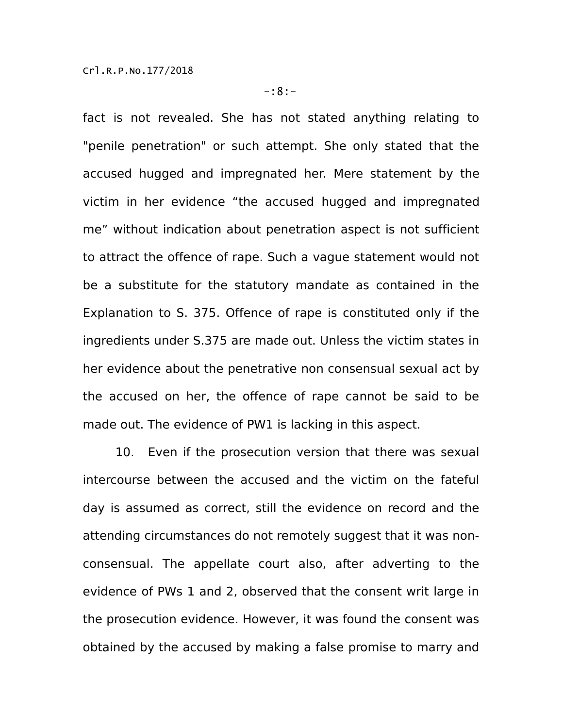fact is not revealed. She has not stated anything relating to "penile penetration" or such attempt. She only stated that the accused hugged and impregnated her. Mere statement by the victim in her evidence “the accused hugged and impregnated me” without indication about penetration aspect is not sufficient to attract the offence of rape. Such a vague statement would not be a substitute for the statutory mandate as contained in the Explanation to S. 375. Offence of rape is constituted only if the ingredients under S.375 are made out. Unless the victim states in her evidence about the penetrative non consensual sexual act by the accused on her, the offence of rape cannot be said to be made out. The evidence of PW1 is lacking in this aspect.

10. Even if the prosecution version that there was sexual intercourse between the accused and the victim on the fateful day is assumed as correct, still the evidence on record and the attending circumstances do not remotely suggest that it was non-consensual. The appellate court also, after adverting to the evidence of PWs 1 and 2, observed that the consent writ large in the prosecution evidence. However, it was found the consent was obtained by the accused by making a false promise to marry and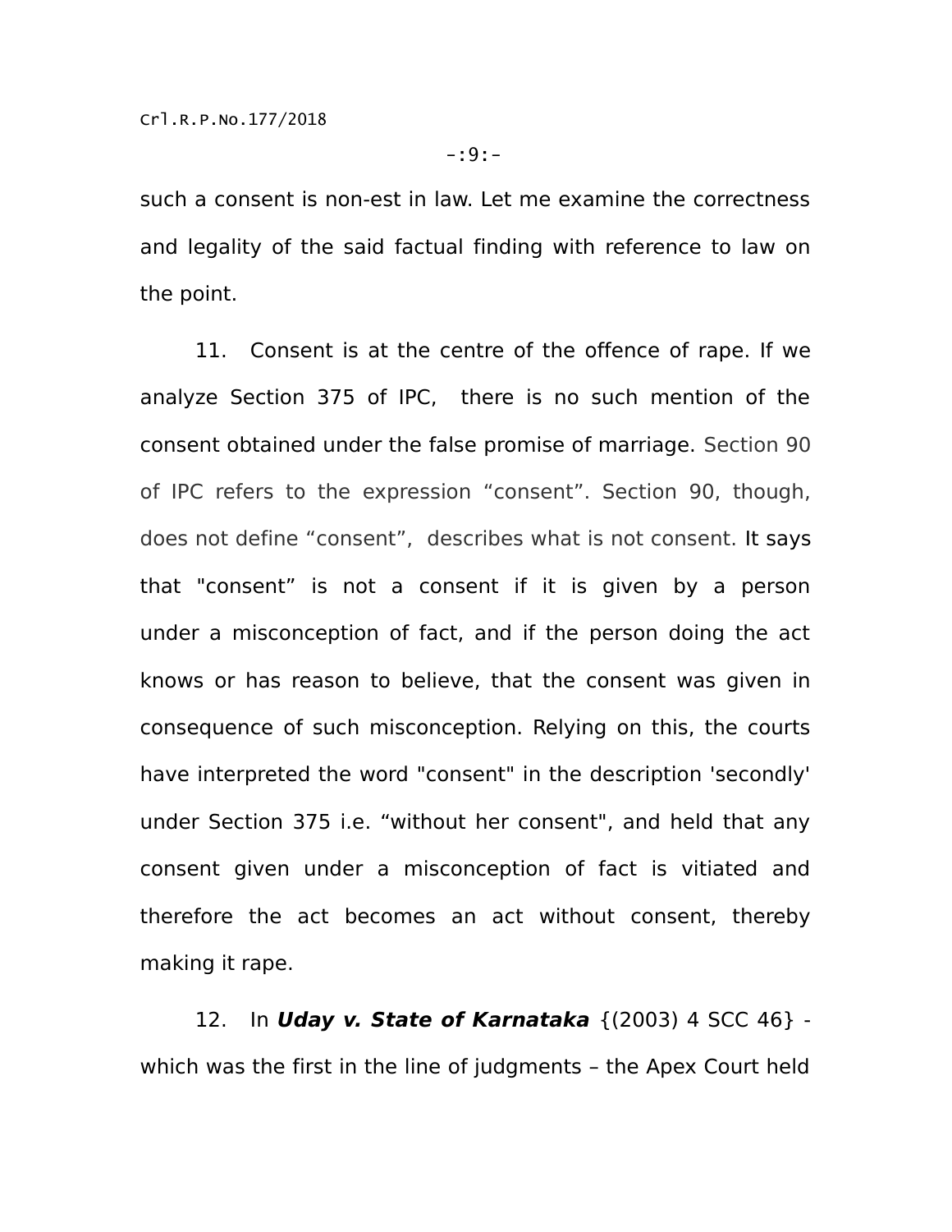such a consent is non-est in law. Let me examine the correctness and legality of the said factual finding with reference to law on the point.

11. Consent is at the centre of the offence of rape. If we analyze Section 375 of IPC, there is no such mention of the consent obtained under the false promise of marriage. Section 90 of IPC refers to the expression "consent". Section 90, though, does not define "consent", describes what is not consent. It says that "consent" is not a consent if it is given by a person under a misconception of fact, and if the person doing the act knows or has reason to believe, that the consent was given in consequence of such misconception. Relying on this, the courts have interpreted the word "consent" in the description 'secondly' under Section 375 i.e. "without her consent", and held that any consent given under a misconception of fact is vitiated and therefore the act becomes an act without consent, thereby making it rape.

12. In ***Uday v. State of Karnataka*** {(2003) 4 SCC 46} - which was the first in the line of judgments – the Apex Court held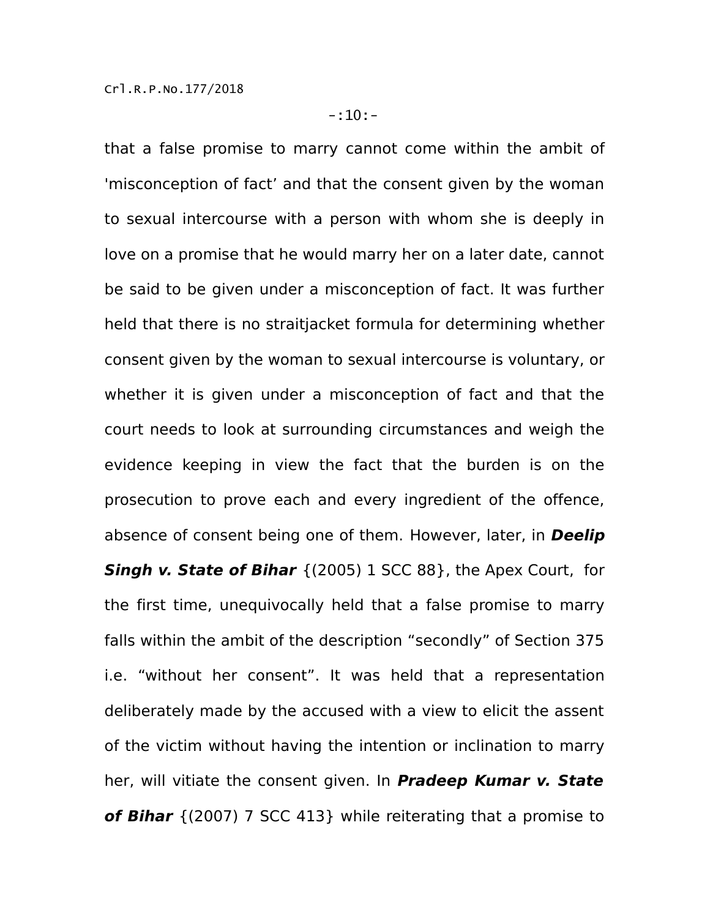that a false promise to marry cannot come within the ambit of 'misconception of fact' and that the consent given by the woman to sexual intercourse with a person with whom she is deeply in love on a promise that he would marry her on a later date, cannot be said to be given under a misconception of fact. It was further held that there is no straitjacket formula for determining whether consent given by the woman to sexual intercourse is voluntary, or whether it is given under a misconception of fact and that the court needs to look at surrounding circumstances and weigh the evidence keeping in view the fact that the burden is on the prosecution to prove each and every ingredient of the offence, absence of consent being one of them. However, later, in ***Deelip Singh v. State of Bihar*** {(2005) 1 SCC 88}, the Apex Court, for the first time, unequivocally held that a false promise to marry falls within the ambit of the description "secondly" of Section 375 i.e. "without her consent". It was held that a representation deliberately made by the accused with a view to elicit the assent of the victim without having the intention or inclination to marry her, will vitiate the consent given. In ***Pradeep Kumar v. State of Bihar*** {(2007) 7 SCC 413} while reiterating that a promise to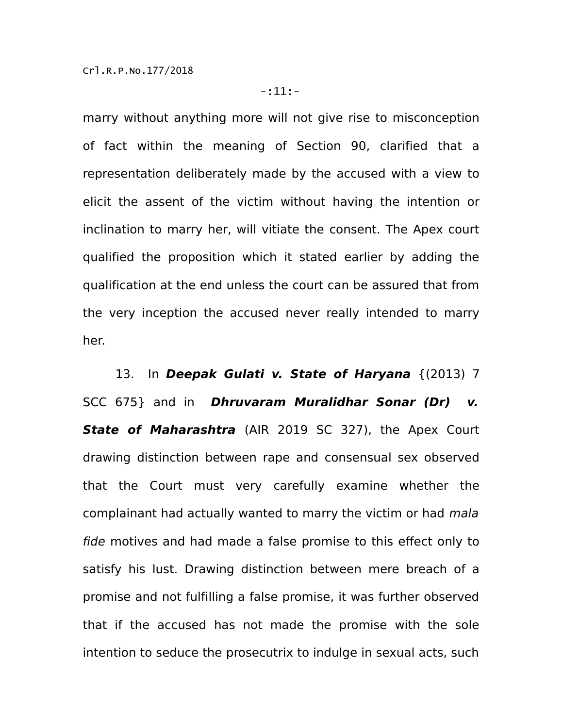marry without anything more will not give rise to misconception of fact within the meaning of Section 90, clarified that a representation deliberately made by the accused with a view to elicit the assent of the victim without having the intention or inclination to marry her, will vitiate the consent. The Apex court qualified the proposition which it stated earlier by adding the qualification at the end unless the court can be assured that from the very inception the accused never really intended to marry her.

13. In ***Deepak Gulati v. State of Haryana*** {(2013) 7 SCC 675} and in ***Dhruvaram Muralidhar Sonar (Dr) v. State of Maharashtra*** (AIR 2019 SC 327), the Apex Court drawing distinction between rape and consensual sex observed that the Court must very carefully examine whether the complainant had actually wanted to marry the victim or had *mala fide* motives and had made a false promise to this effect only to satisfy his lust. Drawing distinction between mere breach of a promise and not fulfilling a false promise, it was further observed that if the accused has not made the promise with the sole intention to seduce the prosecutrix to indulge in sexual acts, such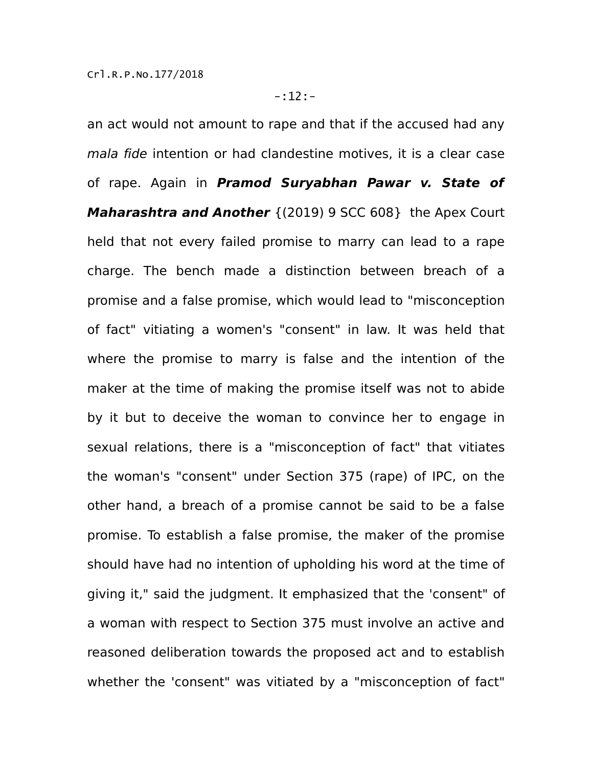an act would not amount to rape and that if the accused had any *mala fide* intention or had clandestine motives, it is a clear case of rape. Again in ***Pramod Suryabhan Pawar v. State of Maharashtra and Another*** {(2019) 9 SCC 608} the Apex Court held that not every failed promise to marry can lead to a rape charge. The bench made a distinction between breach of a promise and a false promise, which would lead to "misconception of fact" vitiating a women's "consent" in law. It was held that where the promise to marry is false and the intention of the maker at the time of making the promise itself was not to abide by it but to deceive the woman to convince her to engage in sexual relations, there is a "misconception of fact" that vitiates the woman's "consent" under Section 375 (rape) of IPC, on the other hand, a breach of a promise cannot be said to be a false promise. To establish a false promise, the maker of the promise should have had no intention of upholding his word at the time of giving it," said the judgment. It emphasized that the 'consent" of a woman with respect to Section 375 must involve an active and reasoned deliberation towards the proposed act and to establish whether the 'consent" was vitiated by a "misconception of fact"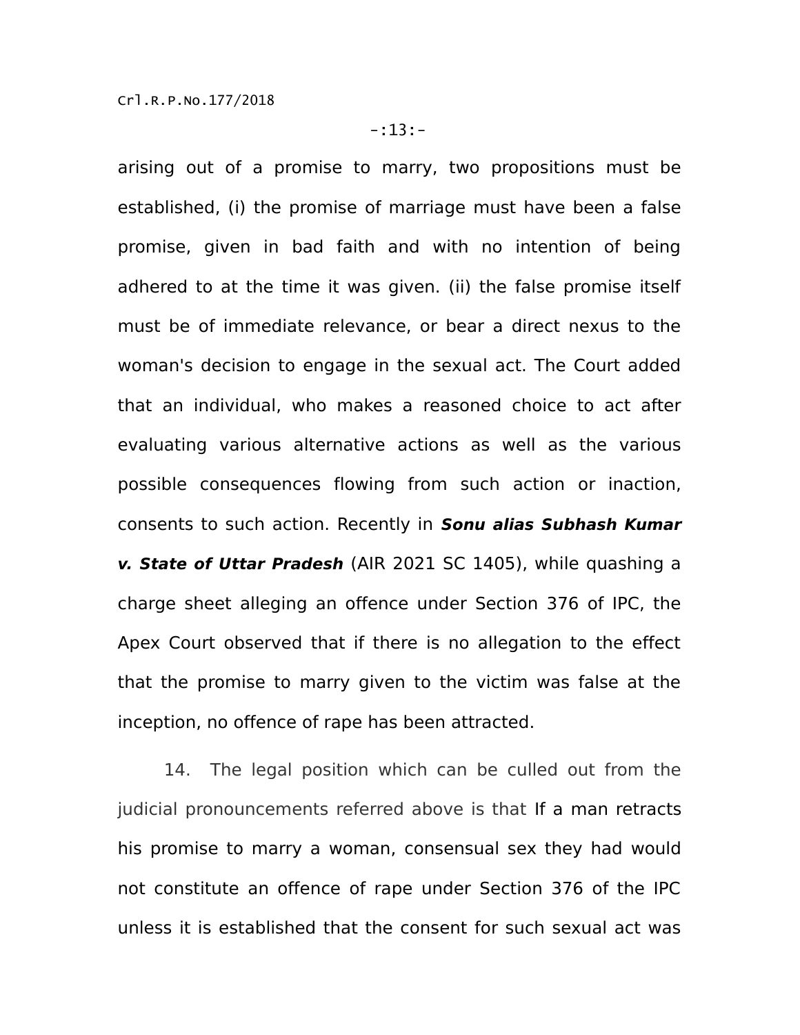arising out of a promise to marry, two propositions must be established, (i) the promise of marriage must have been a false promise, given in bad faith and with no intention of being adhered to at the time it was given. (ii) the false promise itself must be of immediate relevance, or bear a direct nexus to the woman's decision to engage in the sexual act. The Court added that an individual, who makes a reasoned choice to act after evaluating various alternative actions as well as the various possible consequences flowing from such action or inaction, consents to such action. Recently in ***Sonu alias Subhash Kumar v. State of Uttar Pradesh*** (AIR 2021 SC 1405), while quashing a charge sheet alleging an offence under Section 376 of IPC, the Apex Court observed that if there is no allegation to the effect that the promise to marry given to the victim was false at the inception, no offence of rape has been attracted.

14. The legal position which can be culled out from the judicial pronouncements referred above is that If a man retracts his promise to marry a woman, consensual sex they had would not constitute an offence of rape under Section 376 of the IPC unless it is established that the consent for such sexual act was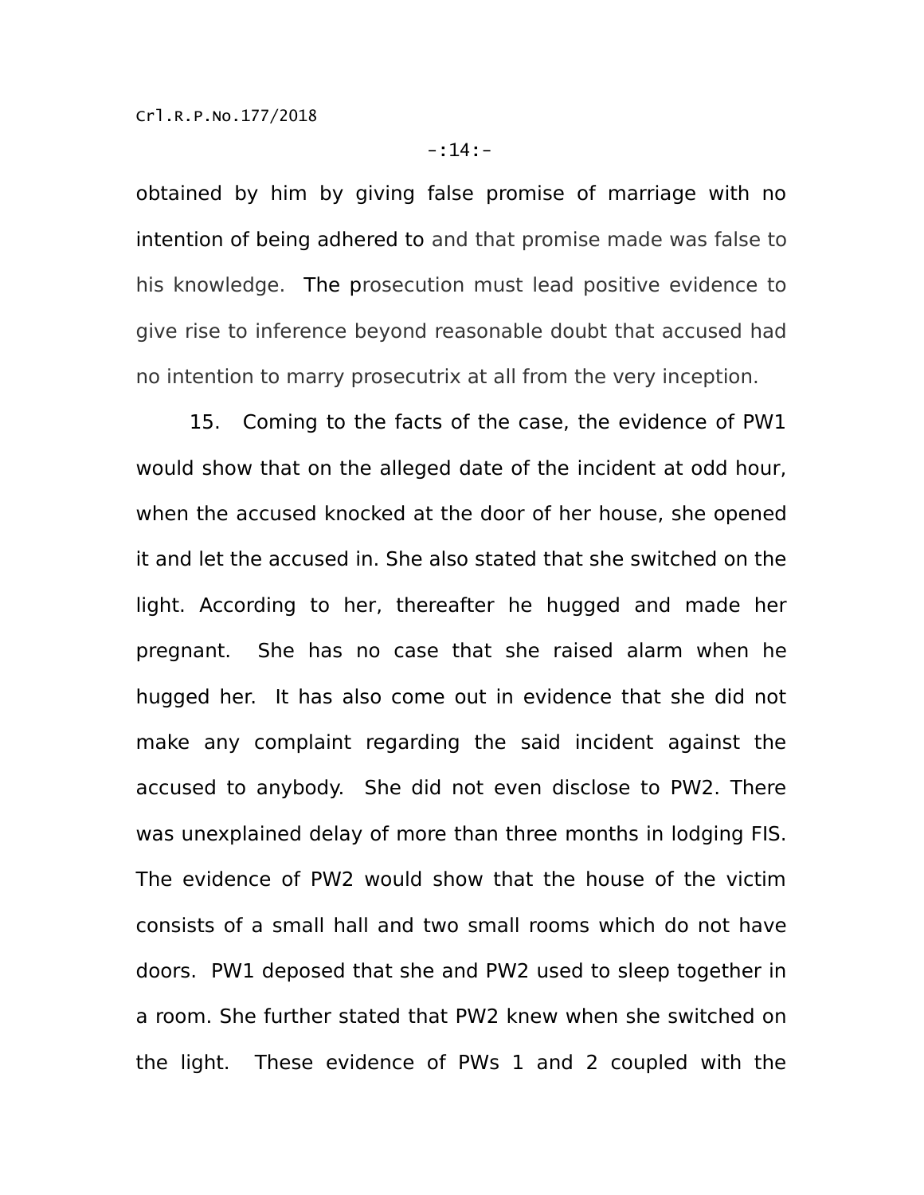obtained by him by giving false promise of marriage with no intention of being adhered to and that promise made was false to his knowledge. The prosecution must lead positive evidence to give rise to inference beyond reasonable doubt that accused had no intention to marry prosecutrix at all from the very inception.

15. Coming to the facts of the case, the evidence of PW1 would show that on the alleged date of the incident at odd hour, when the accused knocked at the door of her house, she opened it and let the accused in. She also stated that she switched on the light. According to her, thereafter he hugged and made her pregnant. She has no case that she raised alarm when he hugged her. It has also come out in evidence that she did not make any complaint regarding the said incident against the accused to anybody. She did not even disclose to PW2. There was unexplained delay of more than three months in lodging FIS. The evidence of PW2 would show that the house of the victim consists of a small hall and two small rooms which do not have doors. PW1 deposed that she and PW2 used to sleep together in a room. She further stated that PW2 knew when she switched on the light. These evidence of PWs 1 and 2 coupled with the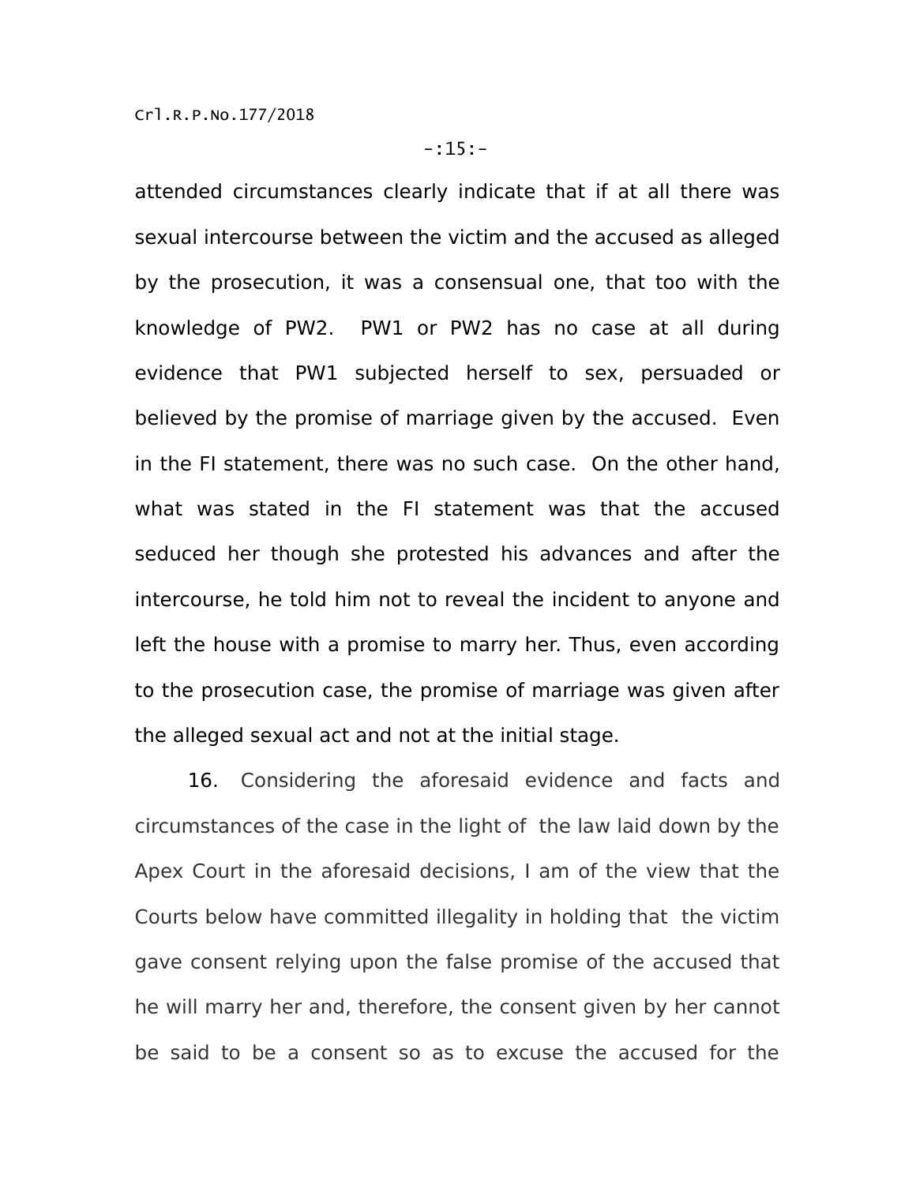attended circumstances clearly indicate that if at all there was sexual intercourse between the victim and the accused as alleged by the prosecution, it was a consensual one, that too with the knowledge of PW2. PW1 or PW2 has no case at all during evidence that PW1 subjected herself to sex, persuaded or believed by the promise of marriage given by the accused. Even in the FI statement, there was no such case. On the other hand, what was stated in the FI statement was that the accused seduced her though she protested his advances and after the intercourse, he told him not to reveal the incident to anyone and left the house with a promise to marry her. Thus, even according to the prosecution case, the promise of marriage was given after the alleged sexual act and not at the initial stage.

16. Considering the aforesaid evidence and facts and circumstances of the case in the light of the law laid down by the Apex Court in the aforesaid decisions, I am of the view that the Courts below have committed illegality in holding that the victim gave consent relying upon the false promise of the accused that he will marry her and, therefore, the consent given by her cannot be said to be a consent so as to excuse the accused for the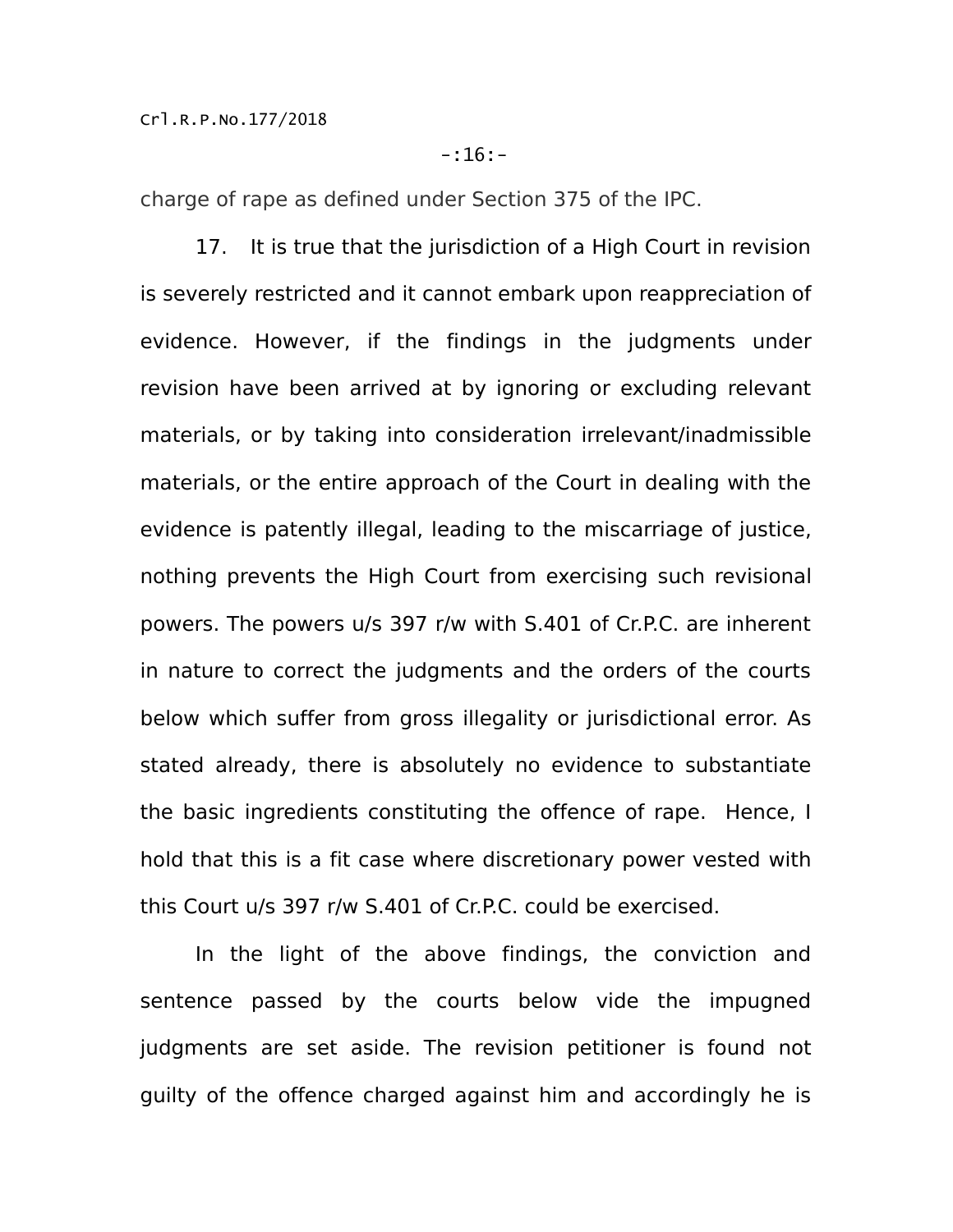charge of rape as defined under Section 375 of the IPC.

17. It is true that the jurisdiction of a High Court in revision is severely restricted and it cannot embark upon reappreciation of evidence. However, if the findings in the judgments under revision have been arrived at by ignoring or excluding relevant materials, or by taking into consideration irrelevant/inadmissible materials, or the entire approach of the Court in dealing with the evidence is patently illegal, leading to the miscarriage of justice, nothing prevents the High Court from exercising such revisional powers. The powers u/s 397 r/w with S.401 of Cr.P.C. are inherent in nature to correct the judgments and the orders of the courts below which suffer from gross illegality or jurisdictional error. As stated already, there is absolutely no evidence to substantiate the basic ingredients constituting the offence of rape. Hence, I hold that this is a fit case where discretionary power vested with this Court u/s 397 r/w S.401 of Cr.P.C. could be exercised.

In the light of the above findings, the conviction and sentence passed by the courts below vide the impugned judgments are set aside. The revision petitioner is found not guilty of the offence charged against him and accordingly he is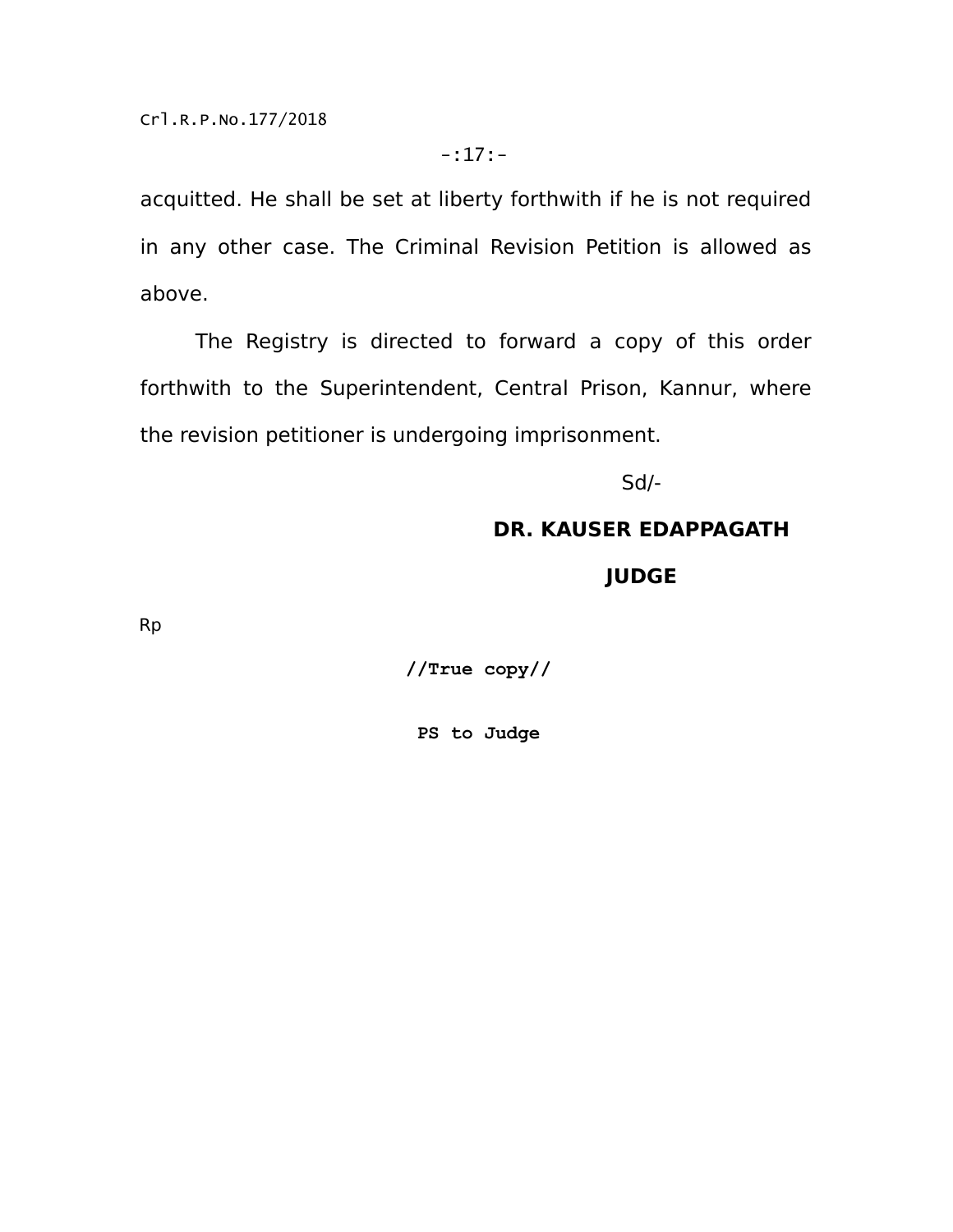acquitted. He shall be set at liberty forthwith if he is not required in any other case. The Criminal Revision Petition is allowed as above.

The Registry is directed to forward a copy of this order forthwith to the Superintendent, Central Prison, Kannur, where the revision petitioner is undergoing imprisonment.

Sd/-

**DR. KAUSER EDAPPAGATH**

**JUDGE**

Rp

**//True copy//**

**PS to Judge**